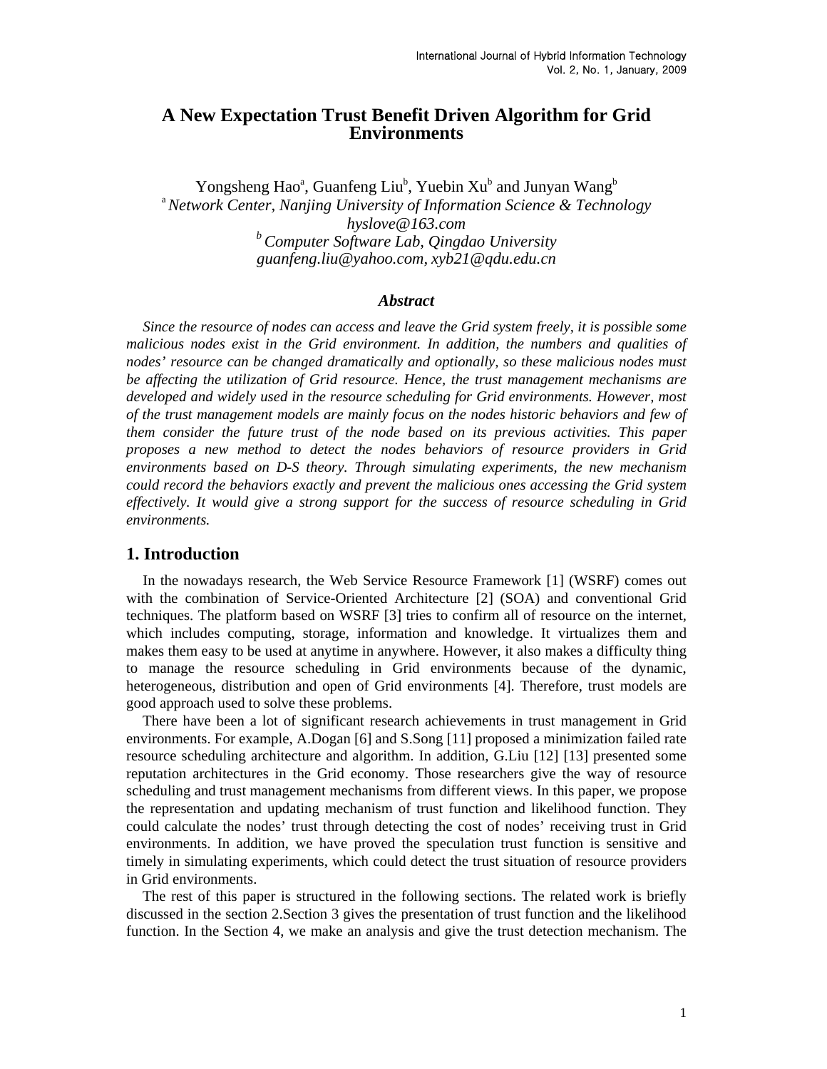# A New Expectation Trust Benefit Driven Algorithm for Grid Environments

Yongsheng Hao[a], Guanfeng Liu[b], Yuebin Xu[b] and Junyan Wang[b]

[a] *Network Center, Nanjing University of Information Science & Technology*
*hyslove@163.com*
[b] *Computer Software Lab, Qingdao University*
*guanfeng.liu@yahoo.com, xyb21@qdu.edu.cn*

### *Abstract*

*Since the resource of nodes can access and leave the Grid system freely, it is possible some malicious nodes exist in the Grid environment. In addition, the numbers and qualities of nodes' resource can be changed dramatically and optionally, so these malicious nodes must be affecting the utilization of Grid resource. Hence, the trust management mechanisms are developed and widely used in the resource scheduling for Grid environments. However, most of the trust management models are mainly focus on the nodes historic behaviors and few of them consider the future trust of the node based on its previous activities. This paper proposes a new method to detect the nodes behaviors of resource providers in Grid environments based on D-S theory. Through simulating experiments, the new mechanism could record the behaviors exactly and prevent the malicious ones accessing the Grid system effectively. It would give a strong support for the success of resource scheduling in Grid environments.*

## 1. Introduction

In the nowadays research, the Web Service Resource Framework [1] (WSRF) comes out with the combination of Service-Oriented Architecture [2] (SOA) and conventional Grid techniques. The platform based on WSRF [3] tries to confirm all of resource on the internet, which includes computing, storage, information and knowledge. It virtualizes them and makes them easy to be used at anytime in anywhere. However, it also makes a difficulty thing to manage the resource scheduling in Grid environments because of the dynamic, heterogeneous, distribution and open of Grid environments [4]. Therefore, trust models are good approach used to solve these problems.

There have been a lot of significant research achievements in trust management in Grid environments. For example, A.Dogan [6] and S.Song [11] proposed a minimization failed rate resource scheduling architecture and algorithm. In addition, G.Liu [12] [13] presented some reputation architectures in the Grid economy. Those researchers give the way of resource scheduling and trust management mechanisms from different views. In this paper, we propose the representation and updating mechanism of trust function and likelihood function. They could calculate the nodes' trust through detecting the cost of nodes' receiving trust in Grid environments. In addition, we have proved the speculation trust function is sensitive and timely in simulating experiments, which could detect the trust situation of resource providers in Grid environments.

The rest of this paper is structured in the following sections. The related work is briefly discussed in the section 2.Section 3 gives the presentation of trust function and the likelihood function. In the Section 4, we make an analysis and give the trust detection mechanism. The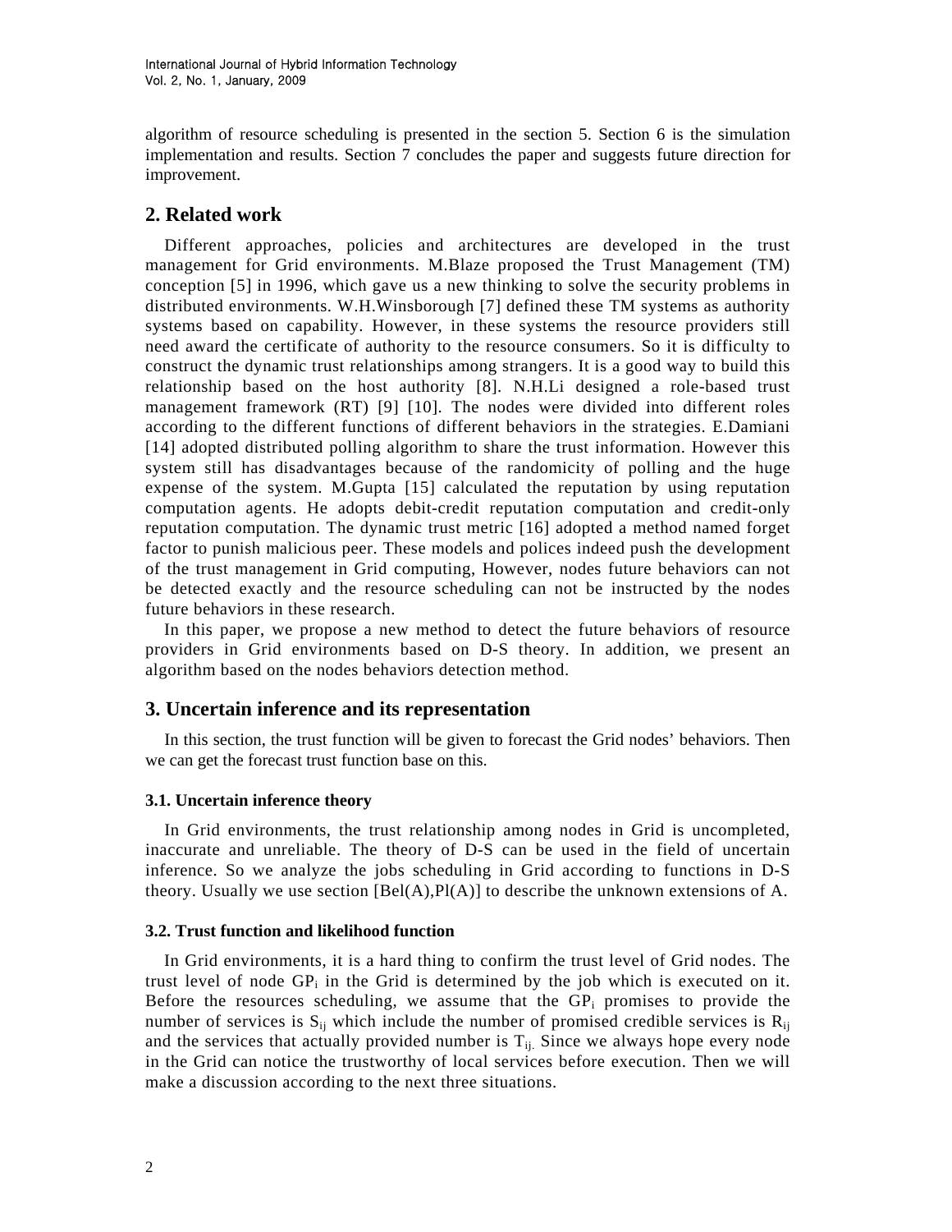algorithm of resource scheduling is presented in the section 5. Section 6 is the simulation implementation and results. Section 7 concludes the paper and suggests future direction for improvement.

## 2. Related work

Different approaches, policies and architectures are developed in the trust management for Grid environments. M.Blaze proposed the Trust Management (TM) conception [5] in 1996, which gave us a new thinking to solve the security problems in distributed environments. W.H.Winsborough [7] defined these TM systems as authority systems based on capability. However, in these systems the resource providers still need award the certificate of authority to the resource consumers. So it is difficulty to construct the dynamic trust relationships among strangers. It is a good way to build this relationship based on the host authority [8]. N.H.Li designed a role-based trust management framework (RT) [9] [10]. The nodes were divided into different roles according to the different functions of different behaviors in the strategies. E.Damiani [14] adopted distributed polling algorithm to share the trust information. However this system still has disadvantages because of the randomicity of polling and the huge expense of the system. M.Gupta [15] calculated the reputation by using reputation computation agents. He adopts debit-credit reputation computation and credit-only reputation computation. The dynamic trust metric [16] adopted a method named forget factor to punish malicious peer. These models and polices indeed push the development of the trust management in Grid computing, However, nodes future behaviors can not be detected exactly and the resource scheduling can not be instructed by the nodes future behaviors in these research.

In this paper, we propose a new method to detect the future behaviors of resource providers in Grid environments based on D-S theory. In addition, we present an algorithm based on the nodes behaviors detection method.

## 3. Uncertain inference and its representation

In this section, the trust function will be given to forecast the Grid nodes' behaviors. Then we can get the forecast trust function base on this.

### 3.1. Uncertain inference theory

In Grid environments, the trust relationship among nodes in Grid is uncompleted, inaccurate and unreliable. The theory of D-S can be used in the field of uncertain inference. So we analyze the jobs scheduling in Grid according to functions in D-S theory. Usually we use section [Bel(A),Pl(A)] to describe the unknown extensions of A.

### 3.2. Trust function and likelihood function

In Grid environments, it is a hard thing to confirm the trust level of Grid nodes. The trust level of node $GP_i$ in the Grid is determined by the job which is executed on it. Before the resources scheduling, we assume that the $GP_i$ promises to provide the number of services is $S_{ij}$ which include the number of promised credible services is $R_{ij}$ and the services that actually provided number is $T_{ij.}$ Since we always hope every node in the Grid can notice the trustworthy of local services before execution. Then we will make a discussion according to the next three situations.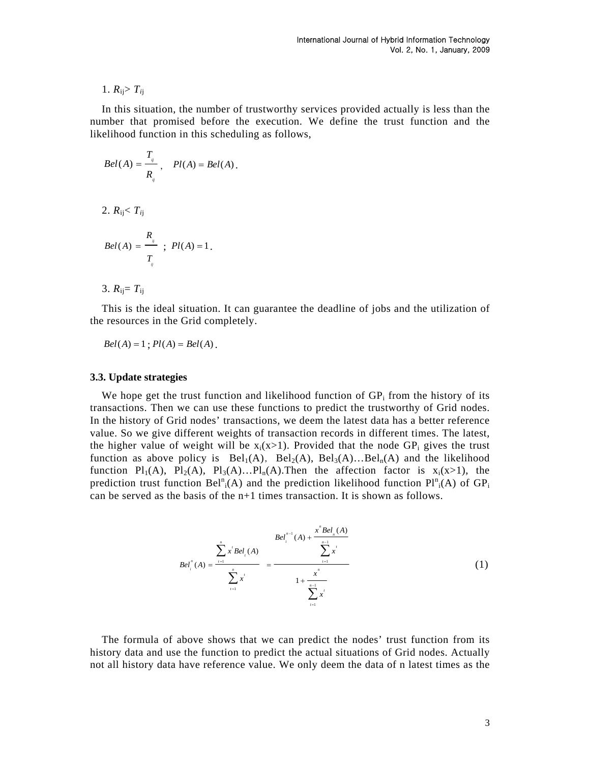1. $R_{ij} > T_{ij}$

In this situation, the number of trustworthy services provided actually is less than the number that promised before the execution. We define the trust function and the likelihood function in this scheduling as follows,

$$Bel(A) = \frac{T_{ij}}{R_{ij}}, \quad Pl(A) = Bel(A).$$

2. $R_{ij} < T_{ij}$

$$Bel(A) = \frac{R_{ij}}{T_{ij}}; \; Pl(A) = 1.$$

3. $R_{ij} = T_{ij}$

This is the ideal situation. It can guarantee the deadline of jobs and the utilization of the resources in the Grid completely.

$$Bel(A) = 1; Pl(A) = Bel(A).$$

### 3.3. Update strategies

We hope get the trust function and likelihood function of $GP_i$ from the history of its transactions. Then we can use these functions to predict the trustworthy of Grid nodes. In the history of Grid nodes' transactions, we deem the latest data has a better reference value. So we give different weights of transaction records in different times. The latest, the higher value of weight will be $x_i (x>1)$. Provided that the node $GP_i$ gives the trust function as above policy is $Bel_1(A)$, $Bel_2(A)$, $Bel_3(A) \ldots Bel_n(A)$ and the likelihood function $Pl_1(A)$, $Pl_2(A)$, $Pl_3(A) \ldots Pl_n(A)$. Then the affection factor is $x_i (x>1)$, the prediction trust function $Bel^n_i(A)$ and the prediction likelihood function $Pl^n_i(A)$ of $GP_i$ can be served as the basis of the n+1 times transaction. It is shown as follows.

$$Bel_i^n(A) = \frac{\sum_{t=1}^{n} x^t Bel_t(A)}{\sum_{t=1}^{n} x^t} = \frac{Bel_i^{n-1}(A) + \dfrac{x^n Bel_n(A)}{\sum_{t=1}^{n-1} x^t}}{1 + \dfrac{x^n}{\sum_{t=1}^{n-1} x^t}} \tag{1}$$

The formula of above shows that we can predict the nodes' trust function from its history data and use the function to predict the actual situations of Grid nodes. Actually not all history data have reference value. We only deem the data of n latest times as the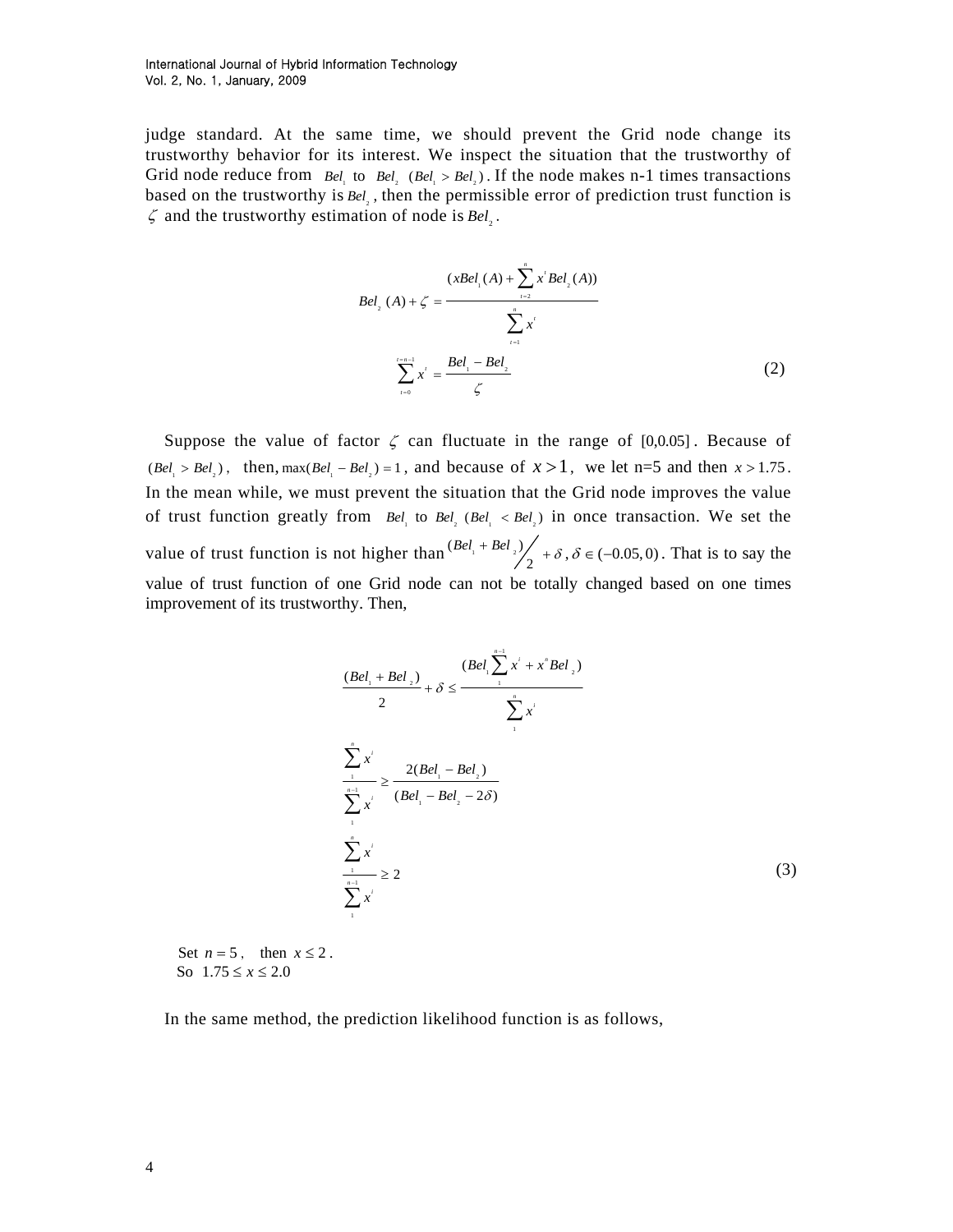judge standard. At the same time, we should prevent the Grid node change its trustworthy behavior for its interest. We inspect the situation that the trustworthy of Grid node reduce from $Bel_1$ to $Bel_2$ $(Bel_1 > Bel_2)$. If the node makes n-1 times transactions based on the trustworthy is $Bel_2$, then the permissible error of prediction trust function is $\zeta$ and the trustworthy estimation of node is $Bel_2$.

$$
Bel_2(A) + \zeta = \frac{(xBel_1(A) + \sum_{t=2}^{n} x^t Bel_2(A))}{\sum_{t=1}^{n} x^t}
$$

$$
\sum_{t=0}^{t=n-1} x^t = \frac{Bel_1 - Bel_2}{\zeta} \tag{2}
$$

Suppose the value of factor $\zeta$ can fluctuate in the range of $[0,0.05]$. Because of $(Bel_1 > Bel_2)$, then, $\max(Bel_1 - Bel_2) = 1$, and because of $x > 1$, we let n=5 and then $x > 1.75$. In the mean while, we must prevent the situation that the Grid node improves the value of trust function greatly from $Bel_1$ to $Bel_2$ $(Bel_1 < Bel_2)$ in once transaction. We set the value of trust function is not higher than $(Bel_1 + Bel_2)/2 + \delta$, $\delta \in (-0.05, 0)$. That is to say the value of trust function of one Grid node can not be totally changed based on one times improvement of its trustworthy. Then,

$$
\frac{(Bel_1 + Bel_2)}{2} + \delta \le \frac{(Bel_1 \sum_{1}^{n-1} x^i + x^n Bel_2)}{\sum_{1}^{n} x^i}
$$

$$
\frac{\sum_{1}^{n} x^i}{\sum_{1}^{n-1} x^i} \ge \frac{2(Bel_1 - Bel_2)}{(Bel_1 - Bel_2 - 2\delta)}
$$

$$
\frac{\sum_{1}^{n} x^i}{\sum_{1}^{n-1} x^i} \ge 2 \tag{3}
$$

Set $n = 5$, then $x \le 2$.
So $1.75 \le x \le 2.0$

In the same method, the prediction likelihood function is as follows,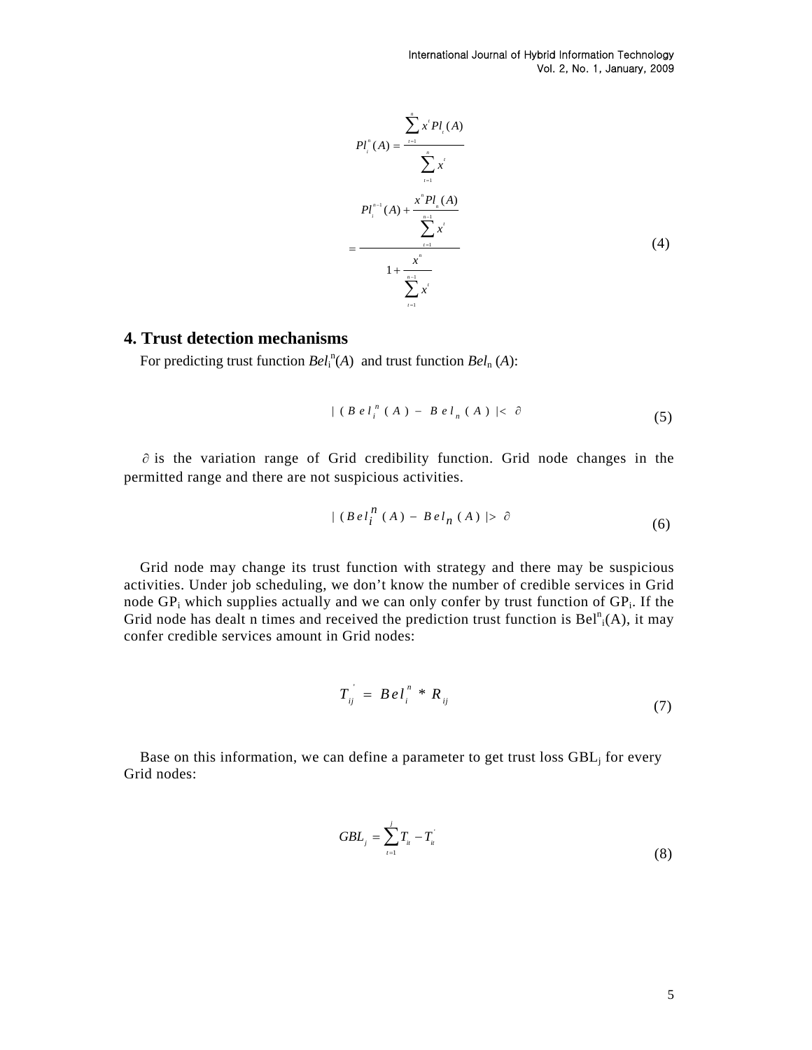$$Pl_i^n(A) = \frac{\sum_{t=1}^{n} x^t Pl_t(A)}{\sum_{t=1}^{n} x^t}$$

$$= \frac{Pl_i^{n-1}(A) + \dfrac{x^n Pl_n(A)}{\sum_{t=1}^{n-1} x^t}}{1 + \dfrac{x^n}{\sum_{t=1}^{n-1} x^t}} \tag{4}$$

## 4. Trust detection mechanisms

For predicting trust function $Bel_i^n(A)$ and trust function $Bel_n(A)$:

$$|(Bel_i^n(A) - Bel_n(A)| < \partial \tag{5}$$

$\partial$ is the variation range of Grid credibility function. Grid node changes in the permitted range and there are not suspicious activities.

$$|(Bel_i^n(A) - Bel_n(A)| > \partial \tag{6}$$

Grid node may change its trust function with strategy and there may be suspicious activities. Under job scheduling, we don't know the number of credible services in Grid node $GP_i$ which supplies actually and we can only confer by trust function of $GP_i$. If the Grid node has dealt n times and received the prediction trust function is $Bel_i^n(A)$, it may confer credible services amount in Grid nodes:

$$T_{ij}^{'} = Bel_i^n * R_{ij} \tag{7}$$

Base on this information, we can define a parameter to get trust loss $GBL_j$ for every Grid nodes:

$$GBL_j = \sum_{t=1}^{j} T_{it} - T_{it}^{'} \tag{8}$$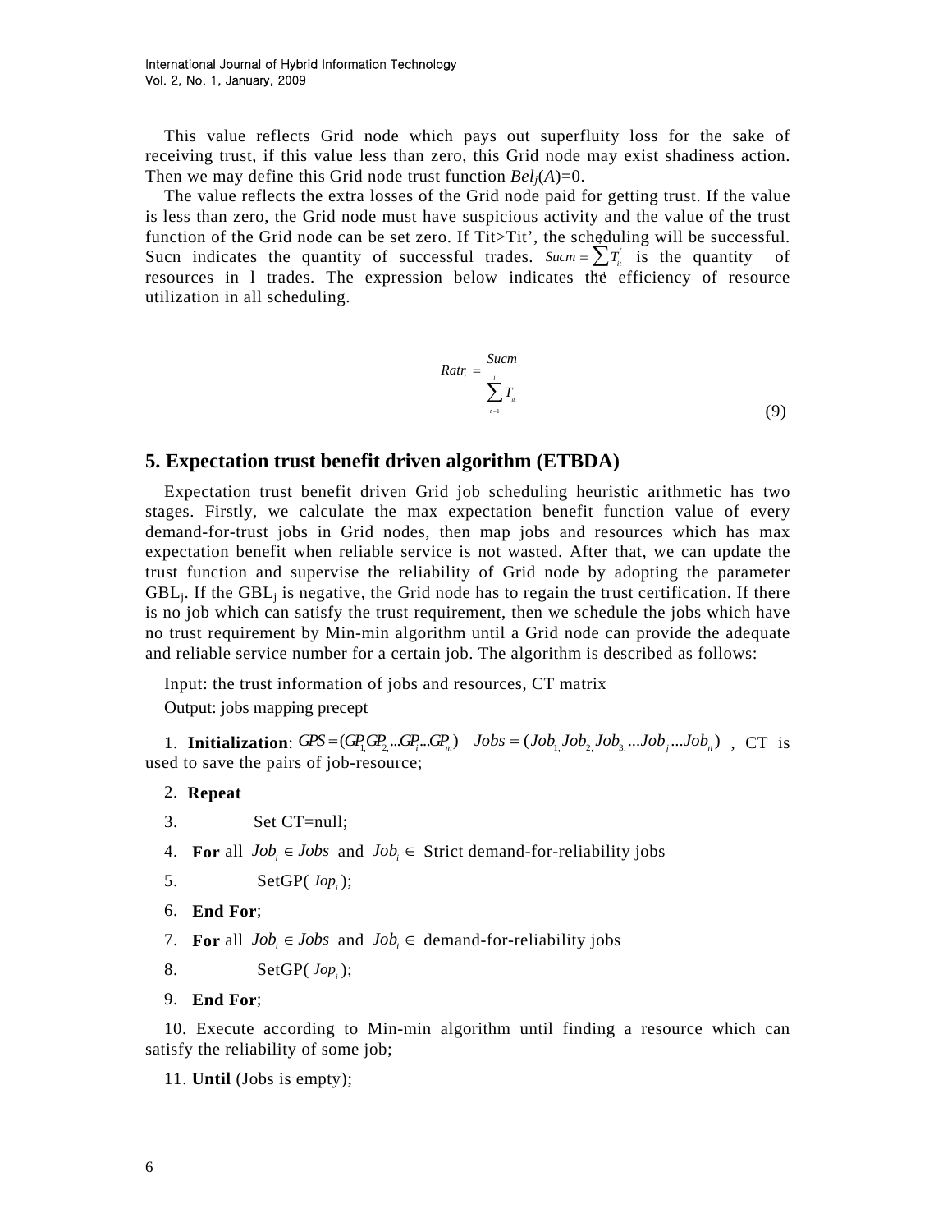This value reflects Grid node which pays out superfluity loss for the sake of receiving trust, if this value less than zero, this Grid node may exist shadiness action. Then we may define this Grid node trust function $Bel_j(A)=0$.

The value reflects the extra losses of the Grid node paid for getting trust. If the value is less than zero, the Grid node must have suspicious activity and the value of the trust function of the Grid node can be set zero. If Tit>Tit', the scheduling will be successful. Sucn indicates the quantity of successful trades. $Sucm = \sum_{t=1}^{l} T'_{it}$ is the quantity of resources in l trades. The expression below indicates the efficiency of resource utilization in all scheduling.

$$Ratr_i = \frac{Sucm}{\sum_{t=1}^{l} T_{it}} \tag{9}$$

## 5. Expectation trust benefit driven algorithm (ETBDA)

Expectation trust benefit driven Grid job scheduling heuristic arithmetic has two stages. Firstly, we calculate the max expectation benefit function value of every demand-for-trust jobs in Grid nodes, then map jobs and resources which has max expectation benefit when reliable service is not wasted. After that, we can update the trust function and supervise the reliability of Grid node by adopting the parameter $GBL_j$. If the $GBL_j$ is negative, the Grid node has to regain the trust certification. If there is no job which can satisfy the trust requirement, then we schedule the jobs which have no trust requirement by Min-min algorithm until a Grid node can provide the adequate and reliable service number for a certain job. The algorithm is described as follows:

Input: the trust information of jobs and resources, CT matrix

Output: jobs mapping precept

1. **Initialization**: $GPS = (GP_1, GP_2 ... GP_i ... GP_m)$ $Jobs = (Job_1, Job_2, Job_3, ... Job_j ... Job_n)$ , CT is used to save the pairs of job-resource;
2. **Repeat**
3. Set CT=null;
4. **For** all $Job_i \in Jobs$ and $Job_i \in$ Strict demand-for-reliability jobs
5. SetGP( $Jop_i$ );
6. **End For**;
7. **For** all $Job_i \in Jobs$ and $Job_i \in$ demand-for-reliability jobs
8. SetGP( $Jop_i$ );
9. **End For**;
10. Execute according to Min-min algorithm until finding a resource which can satisfy the reliability of some job;
11. **Until** (Jobs is empty);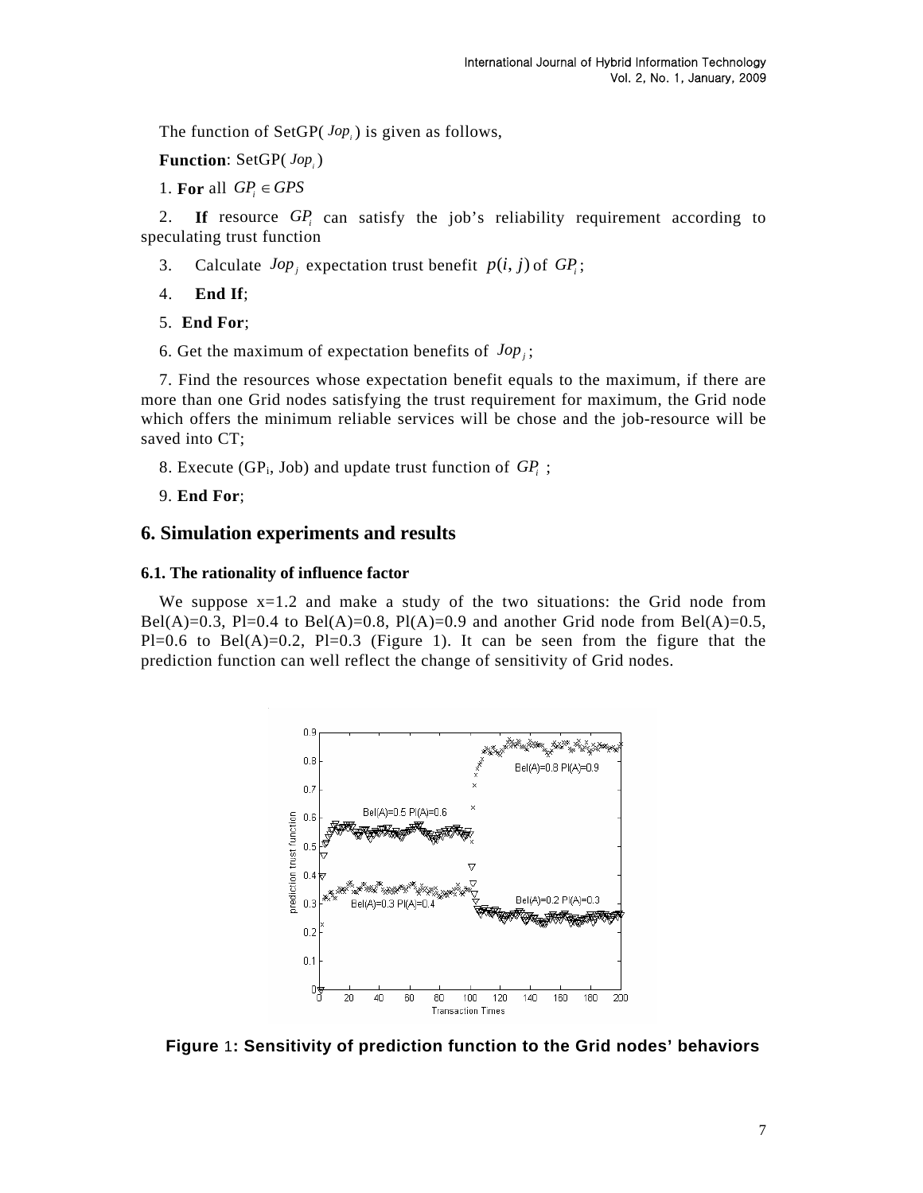The function of SetGP( $Jop_i$ ) is given as follows,

**Function**: SetGP( $Jop_i$ )

1. **For** all $GP_i \in GPS$

2. **If** resource $GP_i$ can satisfy the job's reliability requirement according to speculating trust function

3. Calculate $Jop_j$ expectation trust benefit $p(i, j)$ of $GP_i$;

4. **End If**;

5. **End For**;

6. Get the maximum of expectation benefits of $Jop_j$;

7. Find the resources whose expectation benefit equals to the maximum, if there are more than one Grid nodes satisfying the trust requirement for maximum, the Grid node which offers the minimum reliable services will be chose and the job-resource will be saved into CT;

8. Execute ($GP_i$, Job) and update trust function of $GP_i$ ;

9. **End For**;

## 6. Simulation experiments and results

### 6.1. The rationality of influence factor

We suppose x=1.2 and make a study of the two situations: the Grid node from Bel(A)=0.3, Pl=0.4 to Bel(A)=0.8, Pl(A)=0.9 and another Grid node from Bel(A)=0.5, Pl=0.6 to Bel(A)=0.2, Pl=0.3 (Figure 1). It can be seen from the figure that the prediction function can well reflect the change of sensitivity of Grid nodes.

**Figure 1: Sensitivity of prediction function to the Grid nodes' behaviors**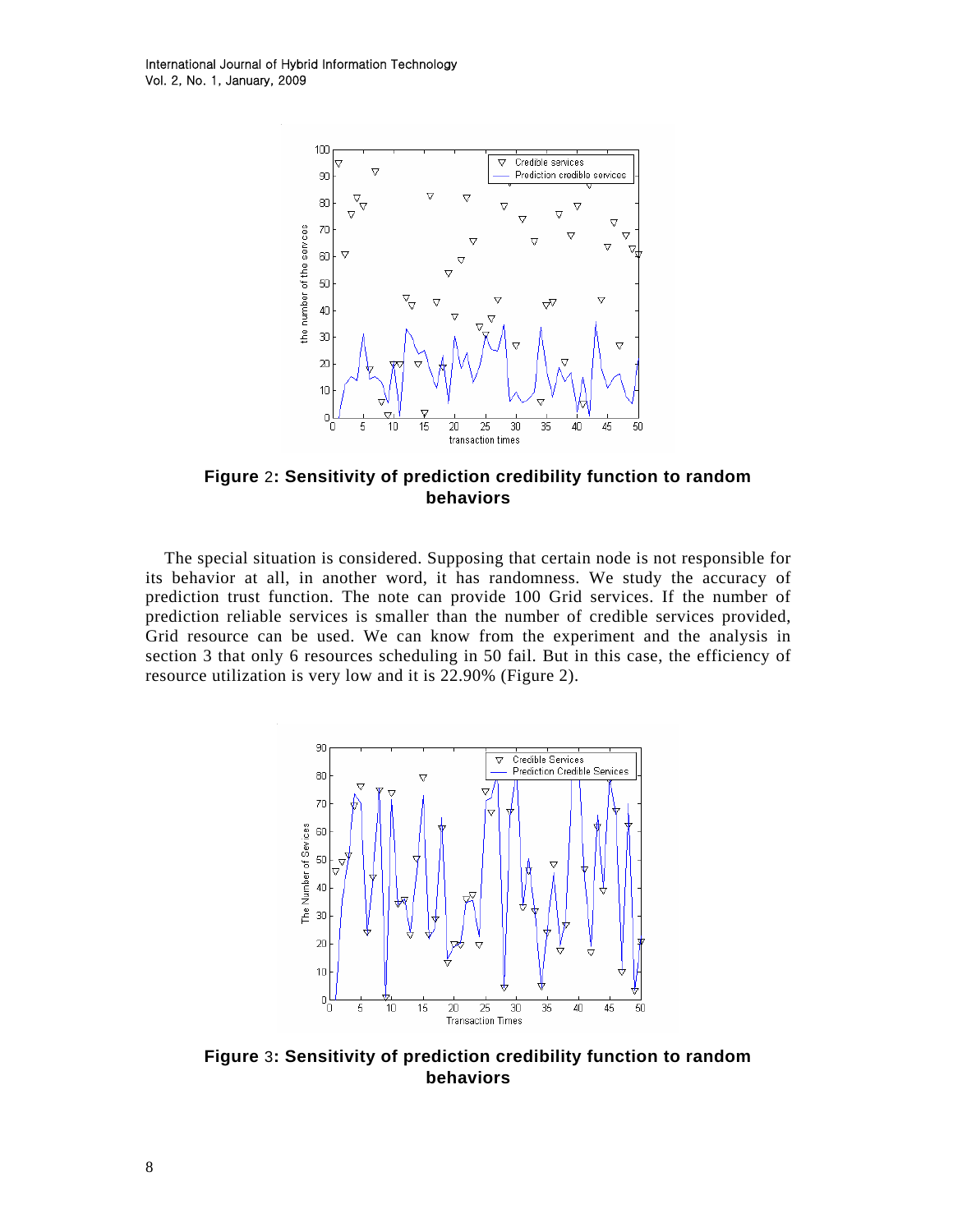**Figure 2: Sensitivity of prediction credibility function to random behaviors**

The special situation is considered. Supposing that certain node is not responsible for its behavior at all, in another word, it has randomness. We study the accuracy of prediction trust function. The note can provide 100 Grid services. If the number of prediction reliable services is smaller than the number of credible services provided, Grid resource can be used. We can know from the experiment and the analysis in section 3 that only 6 resources scheduling in 50 fail. But in this case, the efficiency of resource utilization is very low and it is 22.90% (Figure 2).

**Figure 3: Sensitivity of prediction credibility function to random behaviors**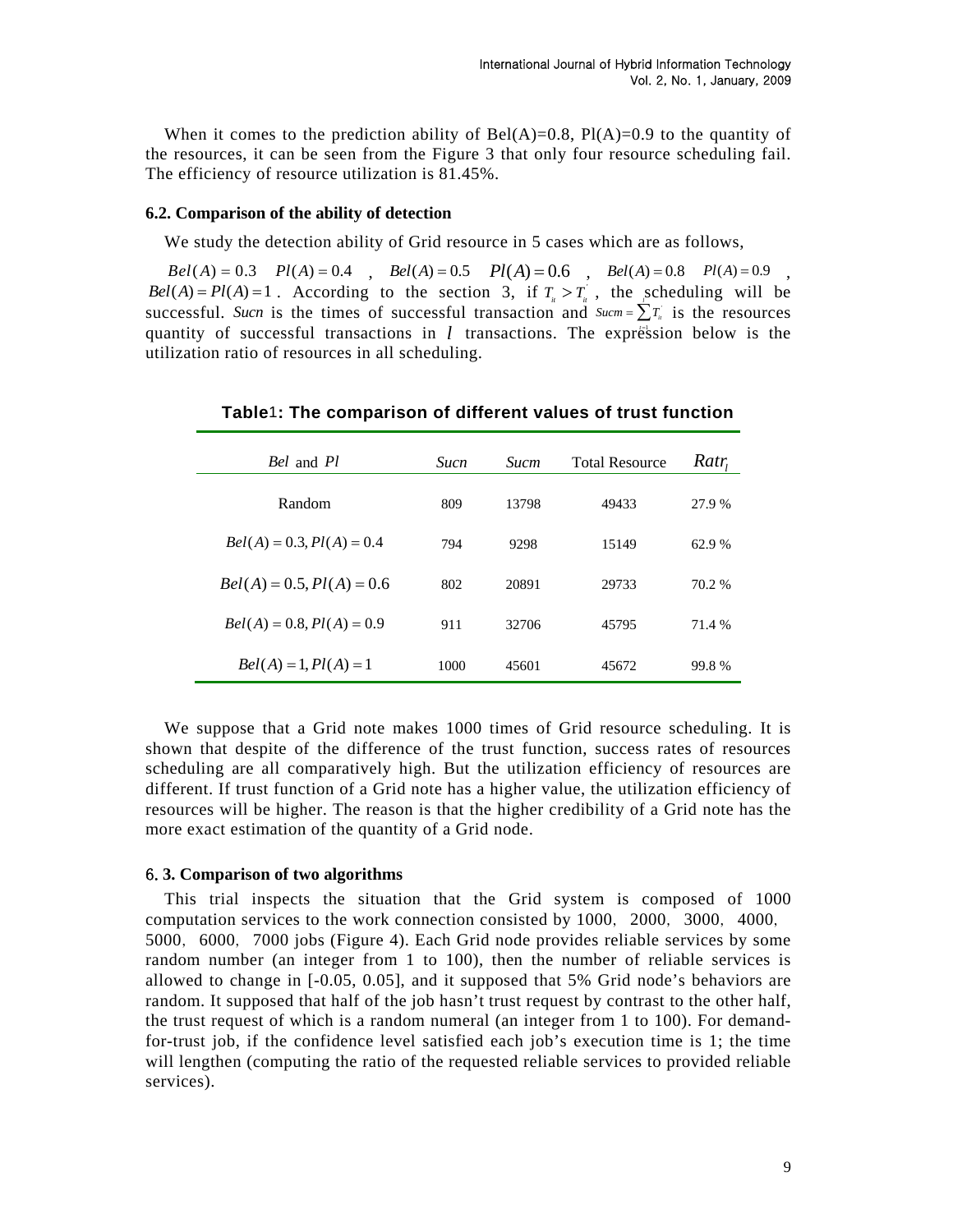When it comes to the prediction ability of Bel(A)=0.8, Pl(A)=0.9 to the quantity of the resources, it can be seen from the Figure 3 that only four resource scheduling fail. The efficiency of resource utilization is 81.45%.

### 6.2. Comparison of the ability of detection

We study the detection ability of Grid resource in 5 cases which are as follows,

$Bel(A)=0.3 \quad Pl(A)=0.4$ , $Bel(A)=0.5 \quad Pl(A)=0.6$ , $Bel(A)=0.8 \quad Pl(A)=0.9$ , $Bel(A)=Pl(A)=1$ . According to the section 3, if $T_{it} > T_{it}^{'}$ , the scheduling will be successful. *Sucn* is the times of successful transaction and $Sucm=\sum_{i=1} T_{it}^{'}$ is the resources quantity of successful transactions in $l$ transactions. The expression below is the utilization ratio of resources in all scheduling.

**Table1: The comparison of different values of trust function**

| *Bel* and *Pl* | *Sucn* | *Sucm* | Total Resource | $Ratr_l$ |
|---|---|---|---|---|
| Random | 809 | 13798 | 49433 | 27.9 % |
| $Bel(A)=0.3, Pl(A)=0.4$ | 794 | 9298 | 15149 | 62.9 % |
| $Bel(A)=0.5, Pl(A)=0.6$ | 802 | 20891 | 29733 | 70.2 % |
| $Bel(A)=0.8, Pl(A)=0.9$ | 911 | 32706 | 45795 | 71.4 % |
| $Bel(A)=1, Pl(A)=1$ | 1000 | 45601 | 45672 | 99.8 % |

We suppose that a Grid note makes 1000 times of Grid resource scheduling. It is shown that despite of the difference of the trust function, success rates of resources scheduling are all comparatively high. But the utilization efficiency of resources are different. If trust function of a Grid note has a higher value, the utilization efficiency of resources will be higher. The reason is that the higher credibility of a Grid note has the more exact estimation of the quantity of a Grid node.

### 6. 3. Comparison of two algorithms

This trial inspects the situation that the Grid system is composed of 1000 computation services to the work connection consisted by 1000, 2000, 3000, 4000, 5000, 6000, 7000 jobs (Figure 4). Each Grid node provides reliable services by some random number (an integer from 1 to 100), then the number of reliable services is allowed to change in [-0.05, 0.05], and it supposed that 5% Grid node's behaviors are random. It supposed that half of the job hasn't trust request by contrast to the other half, the trust request of which is a random numeral (an integer from 1 to 100). For demand-for-trust job, if the confidence level satisfied each job's execution time is 1; the time will lengthen (computing the ratio of the requested reliable services to provided reliable services).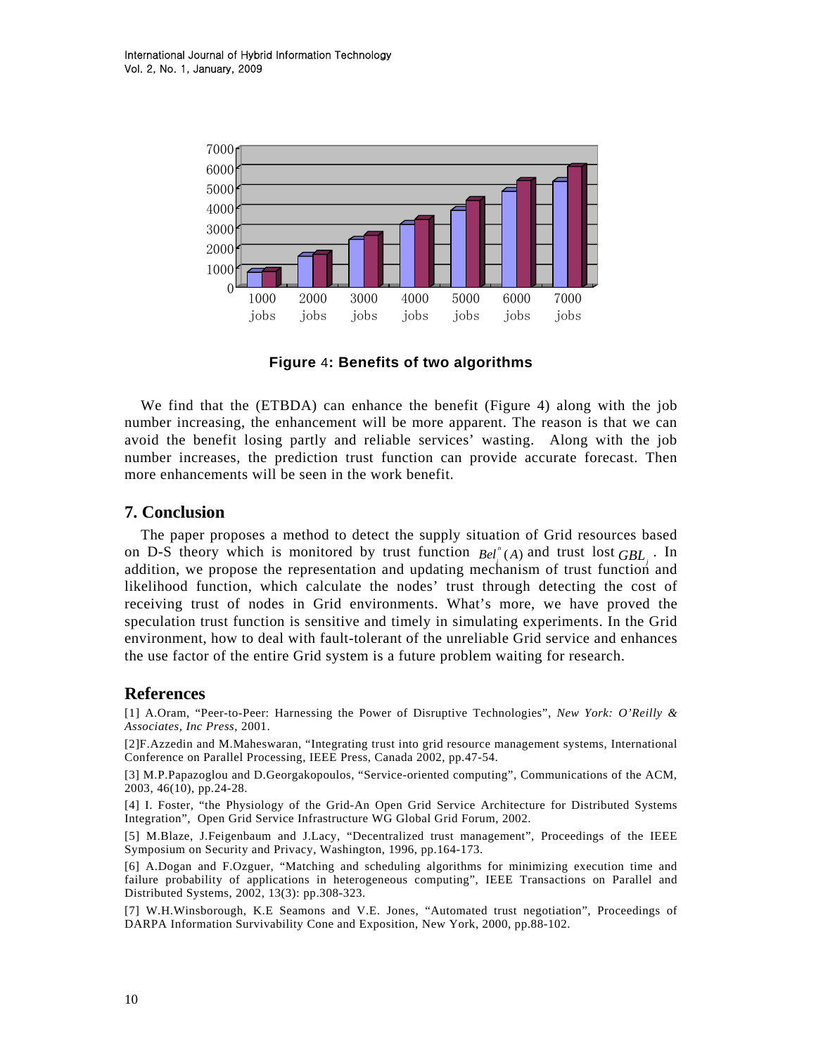Figure 4: Benefits of two algorithms

We find that the (ETBDA) can enhance the benefit (Figure 4) along with the job number increasing, the enhancement will be more apparent. The reason is that we can avoid the benefit losing partly and reliable services' wasting. Along with the job number increases, the prediction trust function can provide accurate forecast. Then more enhancements will be seen in the work benefit.

## 7. Conclusion

The paper proposes a method to detect the supply situation of Grid resources based on D-S theory which is monitored by trust function $Bel_i^n(A)$ and trust lost $GBL_j$. In addition, we propose the representation and updating mechanism of trust function and likelihood function, which calculate the nodes' trust through detecting the cost of receiving trust of nodes in Grid environments. What's more, we have proved the speculation trust function is sensitive and timely in simulating experiments. In the Grid environment, how to deal with fault-tolerant of the unreliable Grid service and enhances the use factor of the entire Grid system is a future problem waiting for research.

## References

[1] A.Oram, "Peer-to-Peer: Harnessing the Power of Disruptive Technologies", *New York: O'Reilly & Associates, Inc Press*, 2001.

[2]F.Azzedin and M.Maheswaran, "Integrating trust into grid resource management systems, International Conference on Parallel Processing, IEEE Press, Canada 2002, pp.47-54.

[3] M.P.Papazoglou and D.Georgakopoulos, "Service-oriented computing", Communications of the ACM, 2003, 46(10), pp.24-28.

[4] I. Foster, "the Physiology of the Grid-An Open Grid Service Architecture for Distributed Systems Integration", Open Grid Service Infrastructure WG Global Grid Forum, 2002.

[5] M.Blaze, J.Feigenbaum and J.Lacy, "Decentralized trust management", Proceedings of the IEEE Symposium on Security and Privacy, Washington, 1996, pp.164-173.

[6] A.Dogan and F.Ozguer, "Matching and scheduling algorithms for minimizing execution time and failure probability of applications in heterogeneous computing", IEEE Transactions on Parallel and Distributed Systems, 2002, 13(3): pp.308-323.

[7] W.H.Winsborough, K.E Seamons and V.E. Jones, "Automated trust negotiation", Proceedings of DARPA Information Survivability Cone and Exposition, New York, 2000, pp.88-102.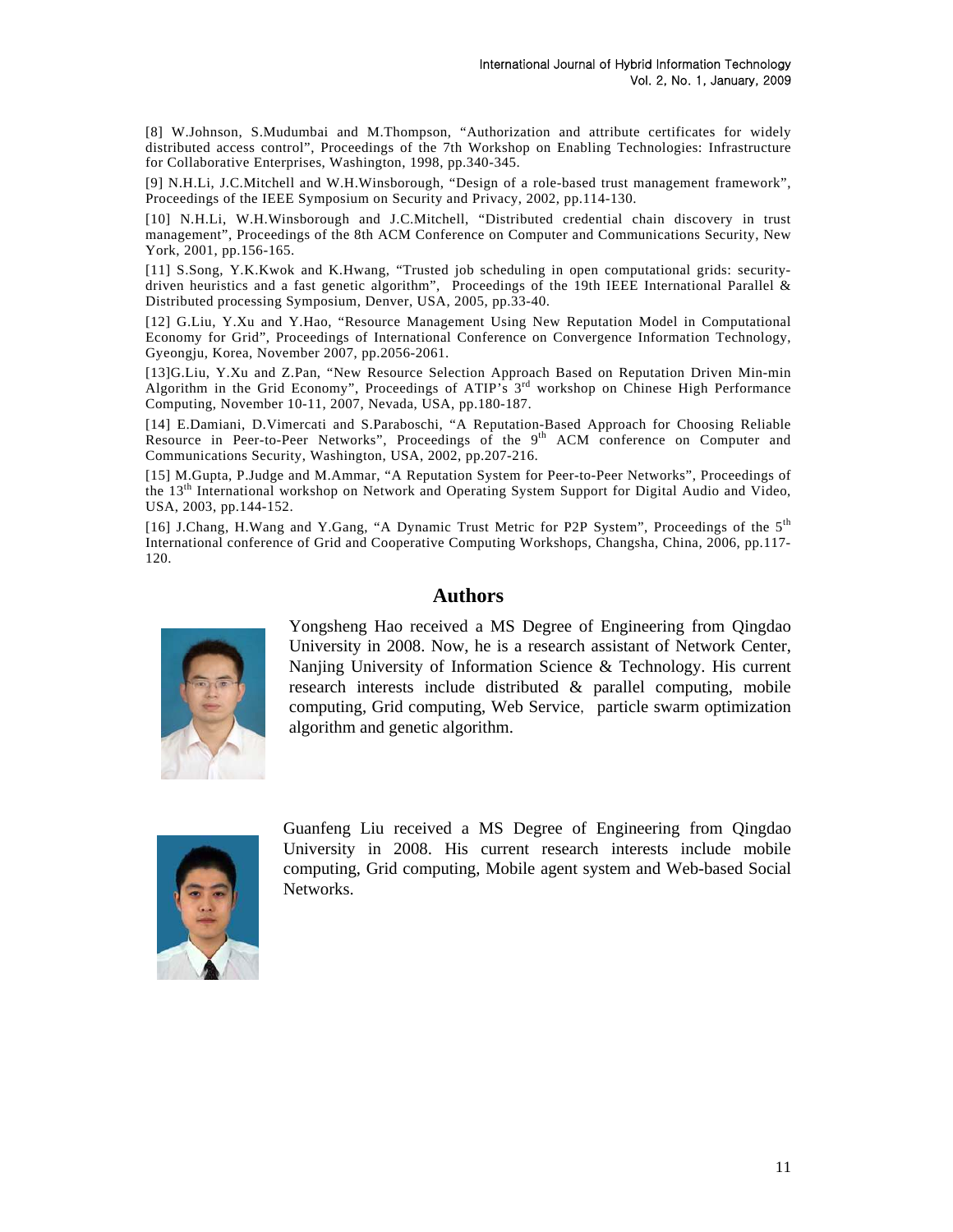[8] W.Johnson, S.Mudumbai and M.Thompson, "Authorization and attribute certificates for widely distributed access control", Proceedings of the 7th Workshop on Enabling Technologies: Infrastructure for Collaborative Enterprises, Washington, 1998, pp.340-345.

[9] N.H.Li, J.C.Mitchell and W.H.Winsborough, "Design of a role-based trust management framework", Proceedings of the IEEE Symposium on Security and Privacy, 2002, pp.114-130.

[10] N.H.Li, W.H.Winsborough and J.C.Mitchell, "Distributed credential chain discovery in trust management", Proceedings of the 8th ACM Conference on Computer and Communications Security, New York, 2001, pp.156-165.

[11] S.Song, Y.K.Kwok and K.Hwang, "Trusted job scheduling in open computational grids: security-driven heuristics and a fast genetic algorithm", Proceedings of the 19th IEEE International Parallel & Distributed processing Symposium, Denver, USA, 2005, pp.33-40.

[12] G.Liu, Y.Xu and Y.Hao, "Resource Management Using New Reputation Model in Computational Economy for Grid", Proceedings of International Conference on Convergence Information Technology, Gyeongju, Korea, November 2007, pp.2056-2061.

[13]G.Liu, Y.Xu and Z.Pan, "New Resource Selection Approach Based on Reputation Driven Min-min Algorithm in the Grid Economy", Proceedings of ATIP's 3rd workshop on Chinese High Performance Computing, November 10-11, 2007, Nevada, USA, pp.180-187.

[14] E.Damiani, D.Vimercati and S.Paraboschi, "A Reputation-Based Approach for Choosing Reliable Resource in Peer-to-Peer Networks", Proceedings of the 9th ACM conference on Computer and Communications Security, Washington, USA, 2002, pp.207-216.

[15] M.Gupta, P.Judge and M.Ammar, "A Reputation System for Peer-to-Peer Networks", Proceedings of the 13th International workshop on Network and Operating System Support for Digital Audio and Video, USA, 2003, pp.144-152.

[16] J.Chang, H.Wang and Y.Gang, "A Dynamic Trust Metric for P2P System", Proceedings of the 5th International conference of Grid and Cooperative Computing Workshops, Changsha, China, 2006, pp.117-120.

## Authors

Yongsheng Hao received a MS Degree of Engineering from Qingdao University in 2008. Now, he is a research assistant of Network Center, Nanjing University of Information Science & Technology. His current research interests include distributed & parallel computing, mobile computing, Grid computing, Web Service, particle swarm optimization algorithm and genetic algorithm.

Guanfeng Liu received a MS Degree of Engineering from Qingdao University in 2008. His current research interests include mobile computing, Grid computing, Mobile agent system and Web-based Social Networks.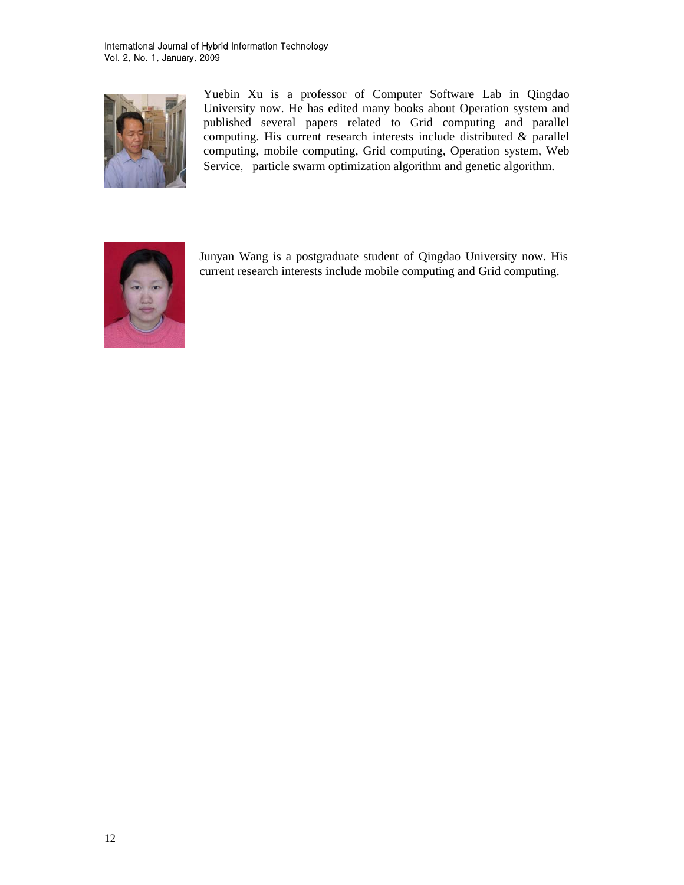Yuebin Xu is a professor of Computer Software Lab in Qingdao University now. He has edited many books about Operation system and published several papers related to Grid computing and parallel computing. His current research interests include distributed & parallel computing, mobile computing, Grid computing, Operation system, Web Service, particle swarm optimization algorithm and genetic algorithm.

Junyan Wang is a postgraduate student of Qingdao University now. His current research interests include mobile computing and Grid computing.